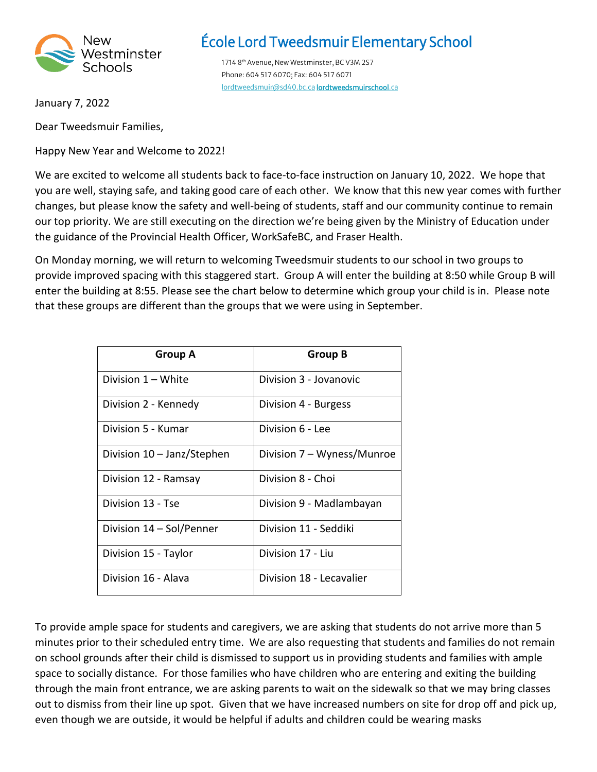New Westminster Schools

# École Lord Tweedsmuir Elementary School

1714 8th Avenue, New Westminster, BC V3M 2S7
Phone: 604 517 6070; Fax: 604 517 6071
lordtweedsmuir@sd40.bc.ca lordtweedsmuirschool.ca

January 7, 2022

Dear Tweedsmuir Families,

Happy New Year and Welcome to 2022!

We are excited to welcome all students back to face-to-face instruction on January 10, 2022. We hope that you are well, staying safe, and taking good care of each other. We know that this new year comes with further changes, but please know the safety and well-being of students, staff and our community continue to remain our top priority. We are still executing on the direction we're being given by the Ministry of Education under the guidance of the Provincial Health Officer, WorkSafeBC, and Fraser Health.

On Monday morning, we will return to welcoming Tweedsmuir students to our school in two groups to provide improved spacing with this staggered start. Group A will enter the building at 8:50 while Group B will enter the building at 8:55. Please see the chart below to determine which group your child is in. Please note that these groups are different than the groups that we were using in September.

| Group A | Group B |
|---|---|
| Division 1 – White | Division 3 - Jovanovic |
| Division 2 - Kennedy | Division 4 - Burgess |
| Division 5 - Kumar | Division 6 - Lee |
| Division 10 – Janz/Stephen | Division 7 – Wyness/Munroe |
| Division 12 - Ramsay | Division 8 - Choi |
| Division 13 - Tse | Division 9 - Madlambayan |
| Division 14 – Sol/Penner | Division 11 - Seddiki |
| Division 15 - Taylor | Division 17 - Liu |
| Division 16 - Alava | Division 18 - Lecavalier |

To provide ample space for students and caregivers, we are asking that students do not arrive more than 5 minutes prior to their scheduled entry time. We are also requesting that students and families do not remain on school grounds after their child is dismissed to support us in providing students and families with ample space to socially distance. For those families who have children who are entering and exiting the building through the main front entrance, we are asking parents to wait on the sidewalk so that we may bring classes out to dismiss from their line up spot. Given that we have increased numbers on site for drop off and pick up, even though we are outside, it would be helpful if adults and children could be wearing masks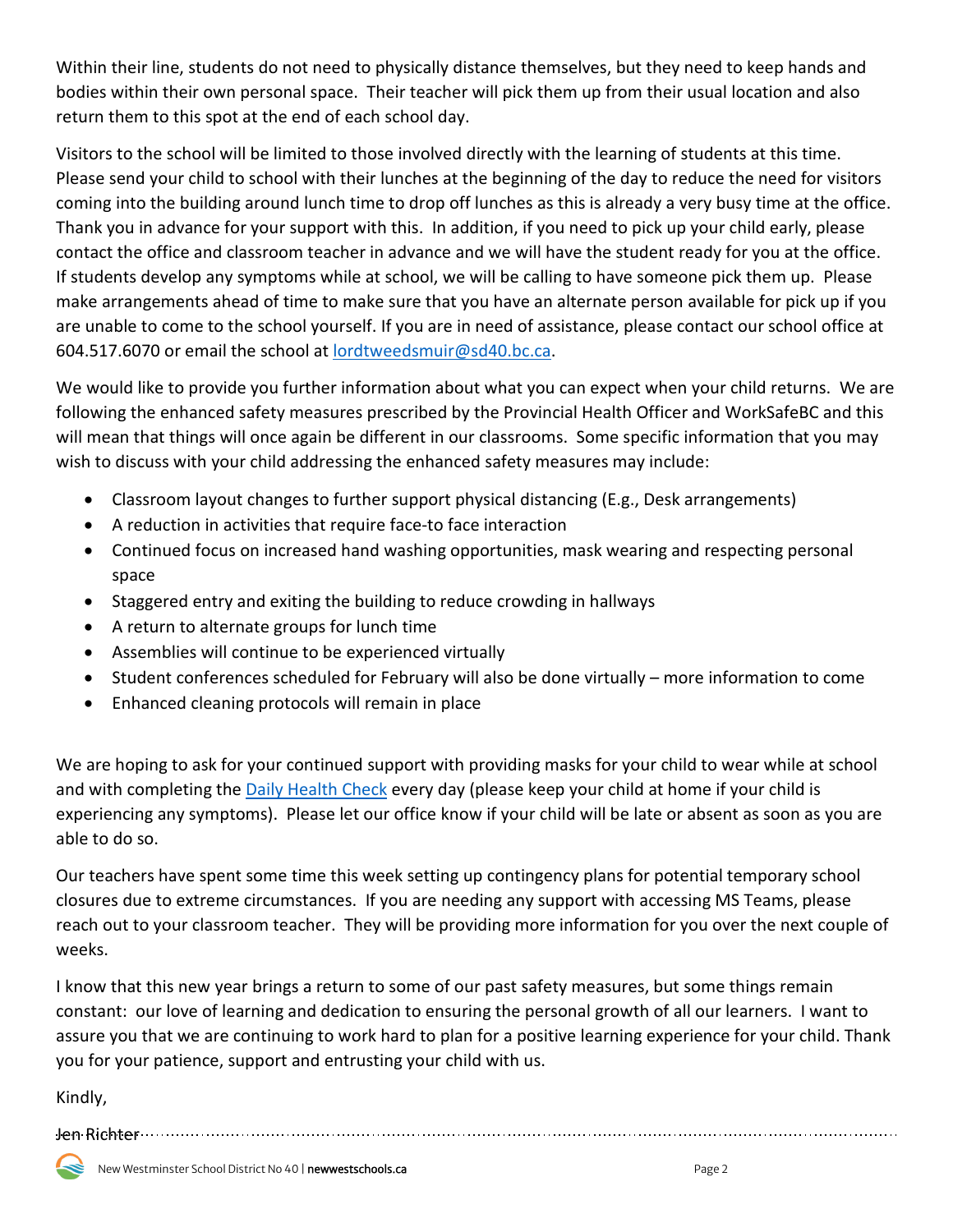Within their line, students do not need to physically distance themselves, but they need to keep hands and bodies within their own personal space. Their teacher will pick them up from their usual location and also return them to this spot at the end of each school day.

Visitors to the school will be limited to those involved directly with the learning of students at this time. Please send your child to school with their lunches at the beginning of the day to reduce the need for visitors coming into the building around lunch time to drop off lunches as this is already a very busy time at the office. Thank you in advance for your support with this. In addition, if you need to pick up your child early, please contact the office and classroom teacher in advance and we will have the student ready for you at the office. If students develop any symptoms while at school, we will be calling to have someone pick them up. Please make arrangements ahead of time to make sure that you have an alternate person available for pick up if you are unable to come to the school yourself. If you are in need of assistance, please contact our school office at 604.517.6070 or email the school at lordtweedsmuir@sd40.bc.ca.

We would like to provide you further information about what you can expect when your child returns. We are following the enhanced safety measures prescribed by the Provincial Health Officer and WorkSafeBC and this will mean that things will once again be different in our classrooms. Some specific information that you may wish to discuss with your child addressing the enhanced safety measures may include:

- Classroom layout changes to further support physical distancing (E.g., Desk arrangements)
- A reduction in activities that require face-to face interaction
- Continued focus on increased hand washing opportunities, mask wearing and respecting personal space
- Staggered entry and exiting the building to reduce crowding in hallways
- A return to alternate groups for lunch time
- Assemblies will continue to be experienced virtually
- Student conferences scheduled for February will also be done virtually – more information to come
- Enhanced cleaning protocols will remain in place

We are hoping to ask for your continued support with providing masks for your child to wear while at school and with completing the Daily Health Check every day (please keep your child at home if your child is experiencing any symptoms). Please let our office know if your child will be late or absent as soon as you are able to do so.

Our teachers have spent some time this week setting up contingency plans for potential temporary school closures due to extreme circumstances. If you are needing any support with accessing MS Teams, please reach out to your classroom teacher. They will be providing more information for you over the next couple of weeks.

I know that this new year brings a return to some of our past safety measures, but some things remain constant: our love of learning and dedication to ensuring the personal growth of all our learners. I want to assure you that we are continuing to work hard to plan for a positive learning experience for your child. Thank you for your patience, support and entrusting your child with us.

Kindly,

Jen Richter